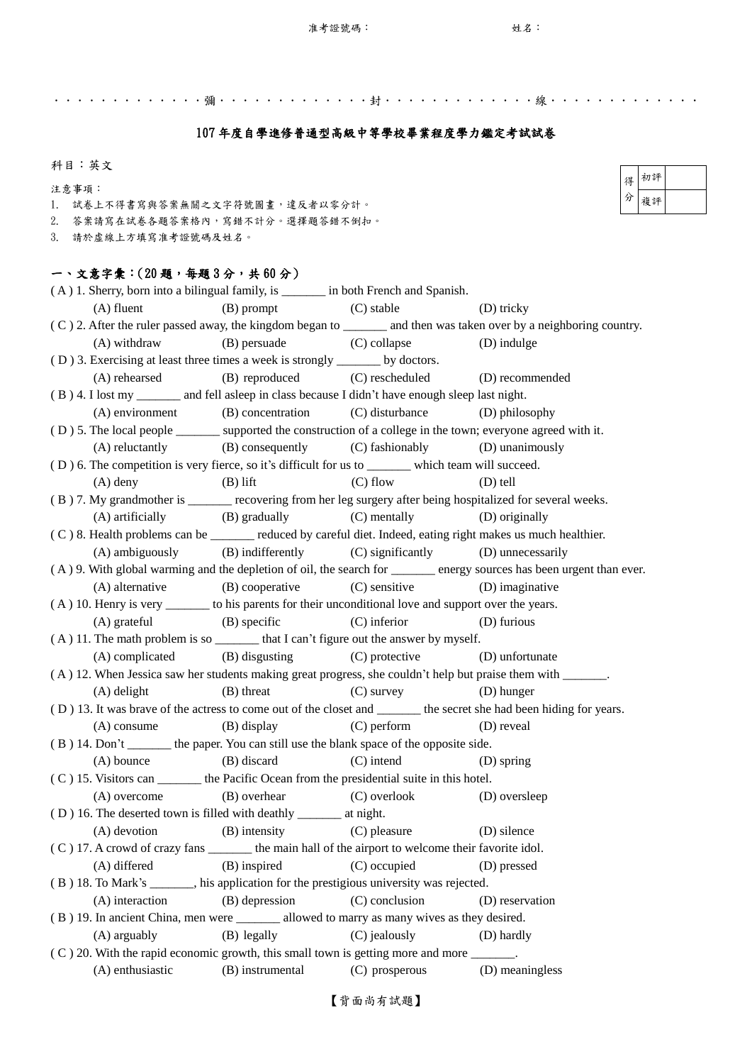准考證號碼：　　　　　　　　　　　　　　姓名：

‧‧‧‧‧‧‧‧‧‧‧‧‧‧彌‧‧‧‧‧‧‧‧‧‧‧‧‧‧封‧‧‧‧‧‧‧‧‧‧‧‧‧‧線‧‧‧‧‧‧‧‧‧‧‧‧‧‧

# 107年度自學進修普通型高級中等學校畢業程度學力鑑定考試試卷

科目：英文

| 得分 | 初評 | |
|---|---|---|
| | 複評 | |

注意事項：

1. 試卷上不得書寫與答案無關之文字符號圖畫，違反者以零分計。
2. 答案請寫在試卷各題答案格內，寫錯不計分。選擇題答錯不倒扣。
3. 請於虛線上方填寫准考證號碼及姓名。

## 一、文意字彙：(20題，每題3分，共60分)

( A ) 1. Sherry, born into a bilingual family, is _______ in both French and Spanish.
(A) fluent　(B) prompt　(C) stable　(D) tricky

( C ) 2. After the ruler passed away, the kingdom began to _______ and then was taken over by a neighboring country.
(A) withdraw　(B) persuade　(C) collapse　(D) indulge

( D ) 3. Exercising at least three times a week is strongly _______ by doctors.
(A) rehearsed　(B) reproduced　(C) rescheduled　(D) recommended

( B ) 4. I lost my _______ and fell asleep in class because I didn't have enough sleep last night.
(A) environment　(B) concentration　(C) disturbance　(D) philosophy

( D ) 5. The local people _______ supported the construction of a college in the town; everyone agreed with it.
(A) reluctantly　(B) consequently　(C) fashionably　(D) unanimously

( D ) 6. The competition is very fierce, so it's difficult for us to _______ which team will succeed.
(A) deny　(B) lift　(C) flow　(D) tell

( B ) 7. My grandmother is _______ recovering from her leg surgery after being hospitalized for several weeks.
(A) artificially　(B) gradually　(C) mentally　(D) originally

( C ) 8. Health problems can be _______ reduced by careful diet. Indeed, eating right makes us much healthier.
(A) ambiguously　(B) indifferently　(C) significantly　(D) unnecessarily

( A ) 9. With global warming and the depletion of oil, the search for _______ energy sources has been urgent than ever.
(A) alternative　(B) cooperative　(C) sensitive　(D) imaginative

( A ) 10. Henry is very _______ to his parents for their unconditional love and support over the years.
(A) grateful　(B) specific　(C) inferior　(D) furious

( A ) 11. The math problem is so _______ that I can't figure out the answer by myself.
(A) complicated　(B) disgusting　(C) protective　(D) unfortunate

( A ) 12. When Jessica saw her students making great progress, she couldn't help but praise them with _______.
(A) delight　(B) threat　(C) survey　(D) hunger

( D ) 13. It was brave of the actress to come out of the closet and _______ the secret she had been hiding for years.
(A) consume　(B) display　(C) perform　(D) reveal

( B ) 14. Don't _______ the paper. You can still use the blank space of the opposite side.
(A) bounce　(B) discard　(C) intend　(D) spring

( C ) 15. Visitors can _______ the Pacific Ocean from the presidential suite in this hotel.
(A) overcome　(B) overhear　(C) overlook　(D) oversleep

( D ) 16. The deserted town is filled with deathly _______ at night.
(A) devotion　(B) intensity　(C) pleasure　(D) silence

( C ) 17. A crowd of crazy fans _______ the main hall of the airport to welcome their favorite idol.
(A) differed　(B) inspired　(C) occupied　(D) pressed

( B ) 18. To Mark's _______, his application for the prestigious university was rejected.
(A) interaction　(B) depression　(C) conclusion　(D) reservation

( B ) 19. In ancient China, men were _______ allowed to marry as many wives as they desired.
(A) arguably　(B) legally　(C) jealously　(D) hardly

( C ) 20. With the rapid economic growth, this small town is getting more and more _______.
(A) enthusiastic　(B) instrumental　(C) prosperous　(D) meaningless

【背面尚有試題】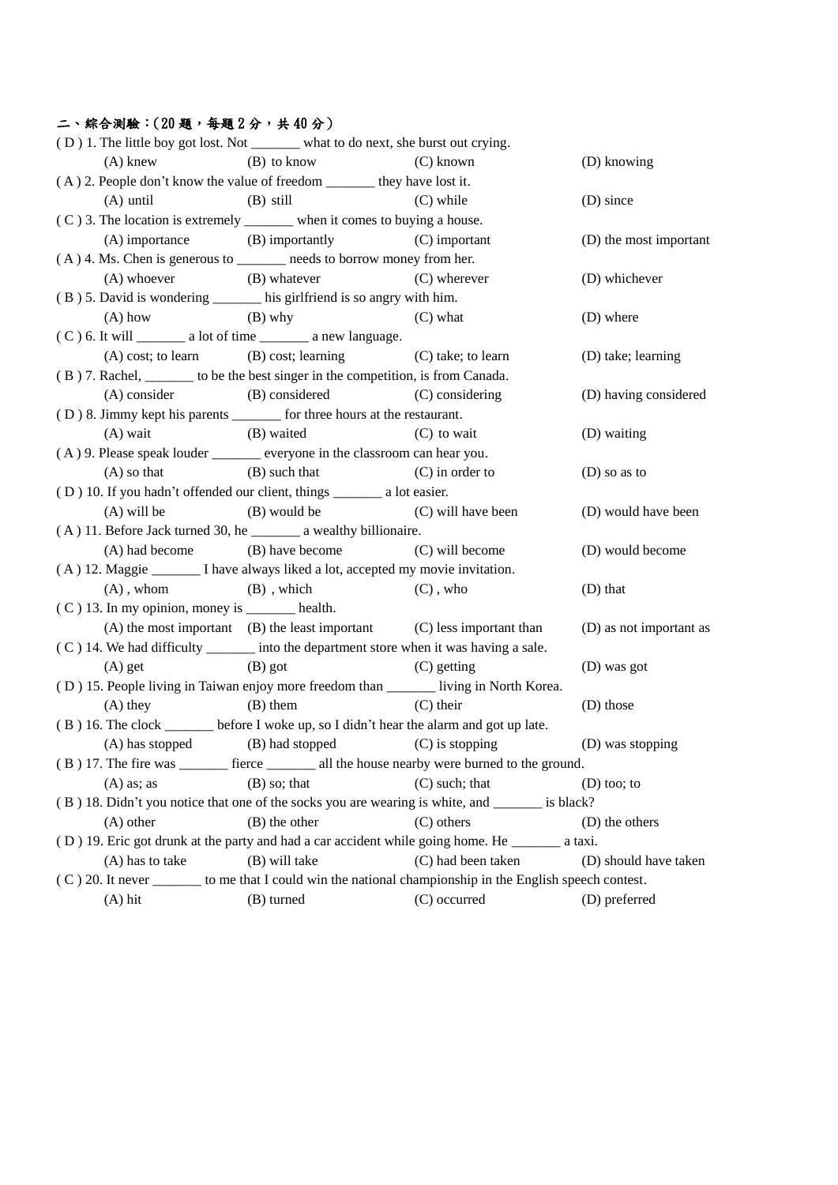## 二、綜合測驗：(20 題，每題 2 分，共 40 分)

( D ) 1. The little boy got lost. Not _______ what to do next, she burst out crying.
(A) knew (B) to know (C) known (D) knowing

( A ) 2. People don't know the value of freedom _______ they have lost it.
(A) until (B) still (C) while (D) since

( C ) 3. The location is extremely _______ when it comes to buying a house.
(A) importance (B) importantly (C) important (D) the most important

( A ) 4. Ms. Chen is generous to _______ needs to borrow money from her.
(A) whoever (B) whatever (C) wherever (D) whichever

( B ) 5. David is wondering _______ his girlfriend is so angry with him.
(A) how (B) why (C) what (D) where

( C ) 6. It will _______ a lot of time _______ a new language.
(A) cost; to learn (B) cost; learning (C) take; to learn (D) take; learning

( B ) 7. Rachel, _______ to be the best singer in the competition, is from Canada.
(A) consider (B) considered (C) considering (D) having considered

( D ) 8. Jimmy kept his parents _______ for three hours at the restaurant.
(A) wait (B) waited (C) to wait (D) waiting

( A ) 9. Please speak louder _______ everyone in the classroom can hear you.
(A) so that (B) such that (C) in order to (D) so as to

( D ) 10. If you hadn't offended our client, things _______ a lot easier.
(A) will be (B) would be (C) will have been (D) would have been

( A ) 11. Before Jack turned 30, he _______ a wealthy billionaire.
(A) had become (B) have become (C) will become (D) would become

( A ) 12. Maggie _______ I have always liked a lot, accepted my movie invitation.
(A) , whom (B) , which (C) , who (D) that

( C ) 13. In my opinion, money is _______ health.
(A) the most important (B) the least important (C) less important than (D) as not important as

( C ) 14. We had difficulty _______ into the department store when it was having a sale.
(A) get (B) got (C) getting (D) was got

( D ) 15. People living in Taiwan enjoy more freedom than _______ living in North Korea.
(A) they (B) them (C) their (D) those

( B ) 16. The clock _______ before I woke up, so I didn't hear the alarm and got up late.
(A) has stopped (B) had stopped (C) is stopping (D) was stopping

( B ) 17. The fire was _______ fierce _______ all the house nearby were burned to the ground.
(A) as; as (B) so; that (C) such; that (D) too; to

( B ) 18. Didn't you notice that one of the socks you are wearing is white, and _______ is black?
(A) other (B) the other (C) others (D) the others

( D ) 19. Eric got drunk at the party and had a car accident while going home. He _______ a taxi.
(A) has to take (B) will take (C) had been taken (D) should have taken

( C ) 20. It never _______ to me that I could win the national championship in the English speech contest.
(A) hit (B) turned (C) occurred (D) preferred